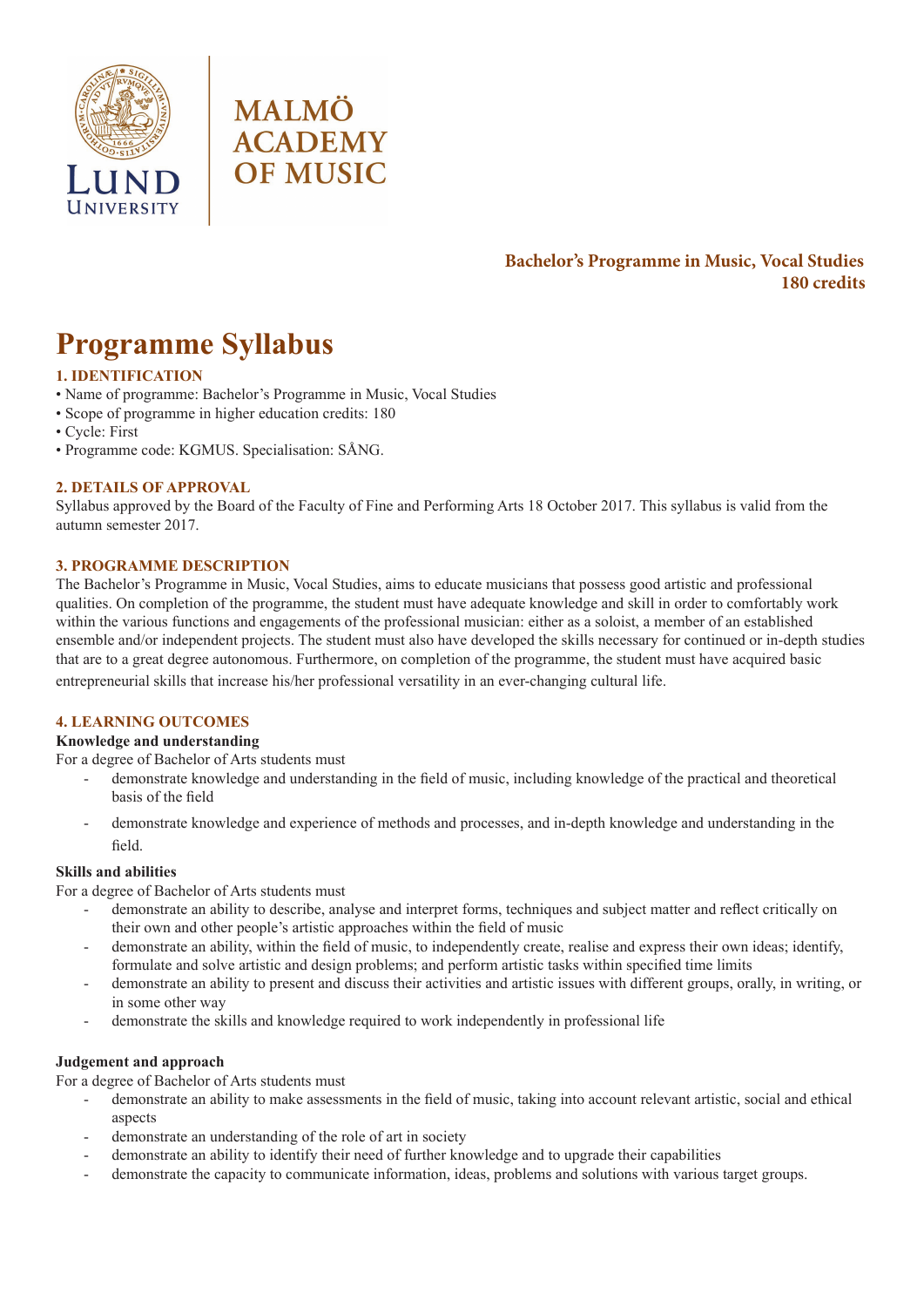MALMÖ ACADEMY OF MUSIC

**Bachelor's Programme in Music, Vocal Studies**
**180 credits**

# Programme Syllabus

## 1. IDENTIFICATION

- Name of programme: Bachelor's Programme in Music, Vocal Studies
- Scope of programme in higher education credits: 180
- Cycle: First
- Programme code: KGMUS. Specialisation: SÅNG.

## 2. DETAILS OF APPROVAL

Syllabus approved by the Board of the Faculty of Fine and Performing Arts 18 October 2017. This syllabus is valid from the autumn semester 2017.

## 3. PROGRAMME DESCRIPTION

The Bachelor's Programme in Music, Vocal Studies, aims to educate musicians that possess good artistic and professional qualities. On completion of the programme, the student must have adequate knowledge and skill in order to comfortably work within the various functions and engagements of the professional musician: either as a soloist, a member of an established ensemble and/or independent projects. The student must also have developed the skills necessary for continued or in-depth studies that are to a great degree autonomous. Furthermore, on completion of the programme, the student must have acquired basic entrepreneurial skills that increase his/her professional versatility in an ever-changing cultural life.

## 4. LEARNING OUTCOMES

### Knowledge and understanding

For a degree of Bachelor of Arts students must

- demonstrate knowledge and understanding in the field of music, including knowledge of the practical and theoretical basis of the field
- demonstrate knowledge and experience of methods and processes, and in-depth knowledge and understanding in the field.

### Skills and abilities

For a degree of Bachelor of Arts students must

- demonstrate an ability to describe, analyse and interpret forms, techniques and subject matter and reflect critically on their own and other people's artistic approaches within the field of music
- demonstrate an ability, within the field of music, to independently create, realise and express their own ideas; identify, formulate and solve artistic and design problems; and perform artistic tasks within specified time limits
- demonstrate an ability to present and discuss their activities and artistic issues with different groups, orally, in writing, or in some other way
- demonstrate the skills and knowledge required to work independently in professional life

### Judgement and approach

For a degree of Bachelor of Arts students must

- demonstrate an ability to make assessments in the field of music, taking into account relevant artistic, social and ethical aspects
- demonstrate an understanding of the role of art in society
- demonstrate an ability to identify their need of further knowledge and to upgrade their capabilities
- demonstrate the capacity to communicate information, ideas, problems and solutions with various target groups.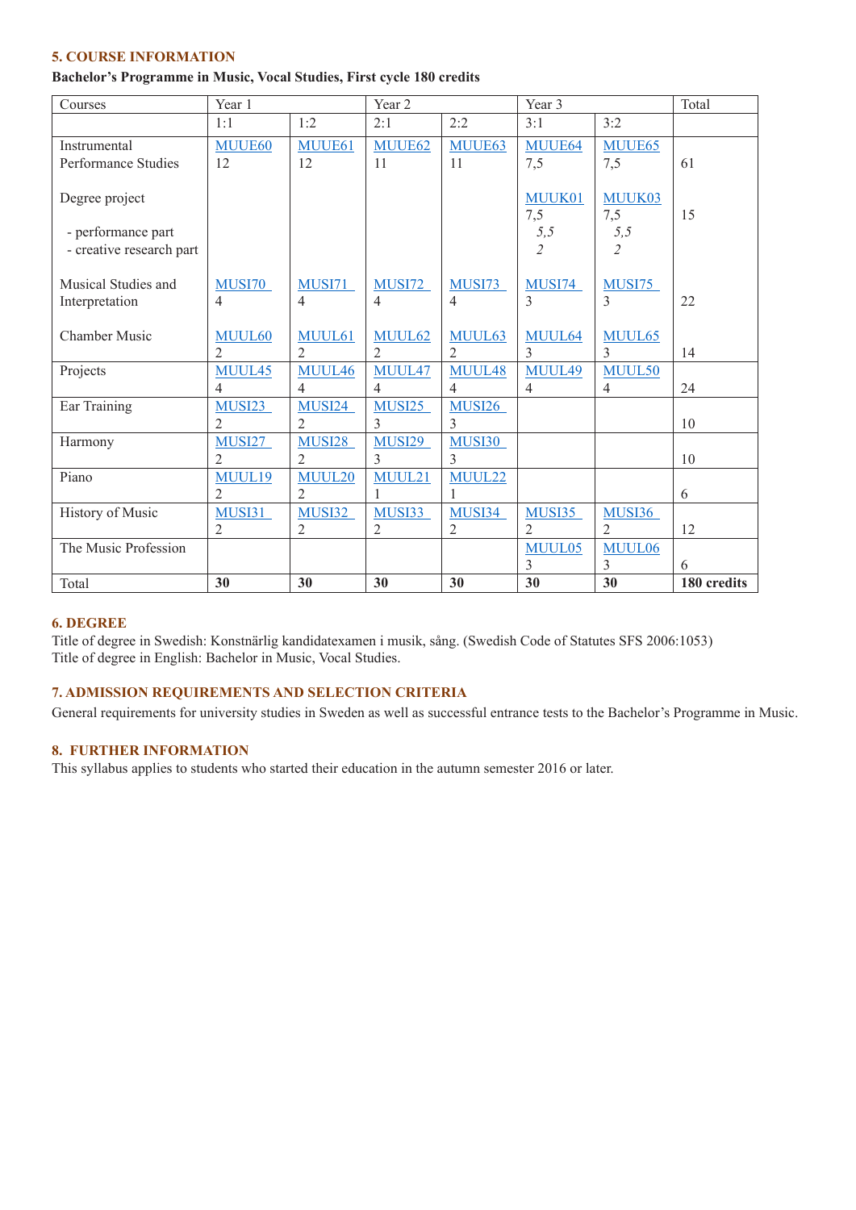### 5. COURSE INFORMATION

**Bachelor's Programme in Music, Vocal Studies, First cycle 180 credits**

| Courses | Year 1 | | Year 2 | | Year 3 | | Total |
|---|---|---|---|---|---|---|---|
| | 1:1 | 1:2 | 2:1 | 2:2 | 3:1 | 3:2 | |
| Instrumental Performance Studies | MUUE60 12 | MUUE61 12 | MUUE62 11 | MUUE63 11 | MUUE64 7,5 | MUUE65 7,5 | 61 |
| Degree project<br>- performance part<br>- creative research part | | | | | MUUK01 7,5<br>*5,5*<br>*2* | MUUK03 7,5<br>*5,5*<br>*2* | 15 |
| Musical Studies and Interpretation | MUSI70 4 | MUSI71 4 | MUSI72 4 | MUSI73 4 | MUSI74 3 | MUSI75 3 | 22 |
| Chamber Music | MUUL60 2 | MUUL61 2 | MUUL62 2 | MUUL63 2 | MUUL64 3 | MUUL65 3 | 14 |
| Projects | MUUL45 4 | MUUL46 4 | MUUL47 4 | MUUL48 4 | MUUL49 4 | MUUL50 4 | 24 |
| Ear Training | MUSI23 2 | MUSI24 2 | MUSI25 3 | MUSI26 3 | | | 10 |
| Harmony | MUSI27 2 | MUSI28 2 | MUSI29 3 | MUSI30 3 | | | 10 |
| Piano | MUUL19 2 | MUUL20 2 | MUUL21 1 | MUUL22 1 | | | 6 |
| History of Music | MUSI31 2 | MUSI32 2 | MUSI33 2 | MUSI34 2 | MUSI35 2 | MUSI36 2 | 12 |
| The Music Profession | | | | | MUUL05 3 | MUUL06 3 | 6 |
| Total | **30** | **30** | **30** | **30** | **30** | **30** | **180 credits** |

### 6. DEGREE

Title of degree in Swedish: Konstnärlig kandidatexamen i musik, sång. (Swedish Code of Statutes SFS 2006:1053)
Title of degree in English: Bachelor in Music, Vocal Studies.

### 7. ADMISSION REQUIREMENTS AND SELECTION CRITERIA

General requirements for university studies in Sweden as well as successful entrance tests to the Bachelor's Programme in Music.

### 8. FURTHER INFORMATION

This syllabus applies to students who started their education in the autumn semester 2016 or later.